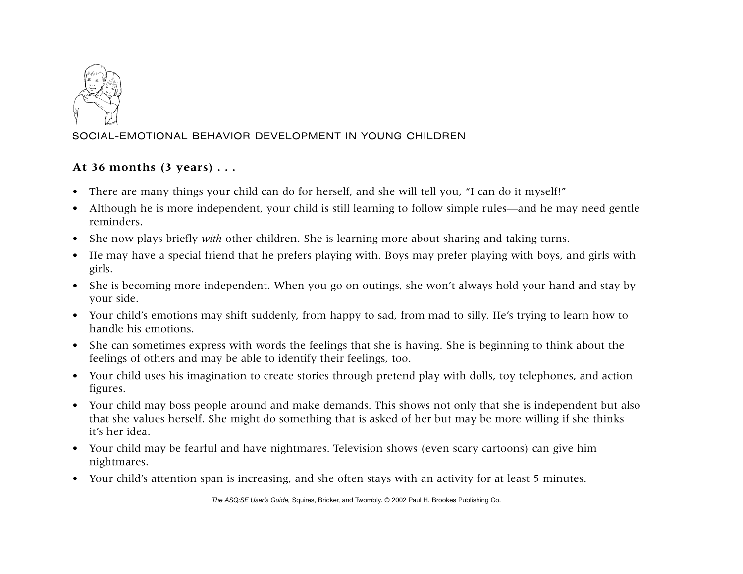## SOCIAL-EMOTIONAL BEHAVIOR DEVELOPMENT IN YOUNG CHILDREN

### At 36 months (3 years) . . .

- There are many things your child can do for herself, and she will tell you, "I can do it myself!"
- Although he is more independent, your child is still learning to follow simple rules—and he may need gentle reminders.
- She now plays briefly *with* other children. She is learning more about sharing and taking turns.
- He may have a special friend that he prefers playing with. Boys may prefer playing with boys, and girls with girls.
- She is becoming more independent. When you go on outings, she won't always hold your hand and stay by your side.
- Your child's emotions may shift suddenly, from happy to sad, from mad to silly. He's trying to learn how to handle his emotions.
- She can sometimes express with words the feelings that she is having. She is beginning to think about the feelings of others and may be able to identify their feelings, too.
- Your child uses his imagination to create stories through pretend play with dolls, toy telephones, and action figures.
- Your child may boss people around and make demands. This shows not only that she is independent but also that she values herself. She might do something that is asked of her but may be more willing if she thinks it's her idea.
- Your child may be fearful and have nightmares. Television shows (even scary cartoons) can give him nightmares.
- Your child's attention span is increasing, and she often stays with an activity for at least 5 minutes.

*The ASQ:SE User's Guide,* Squires, Bricker, and Twombly. © 2002 Paul H. Brookes Publishing Co.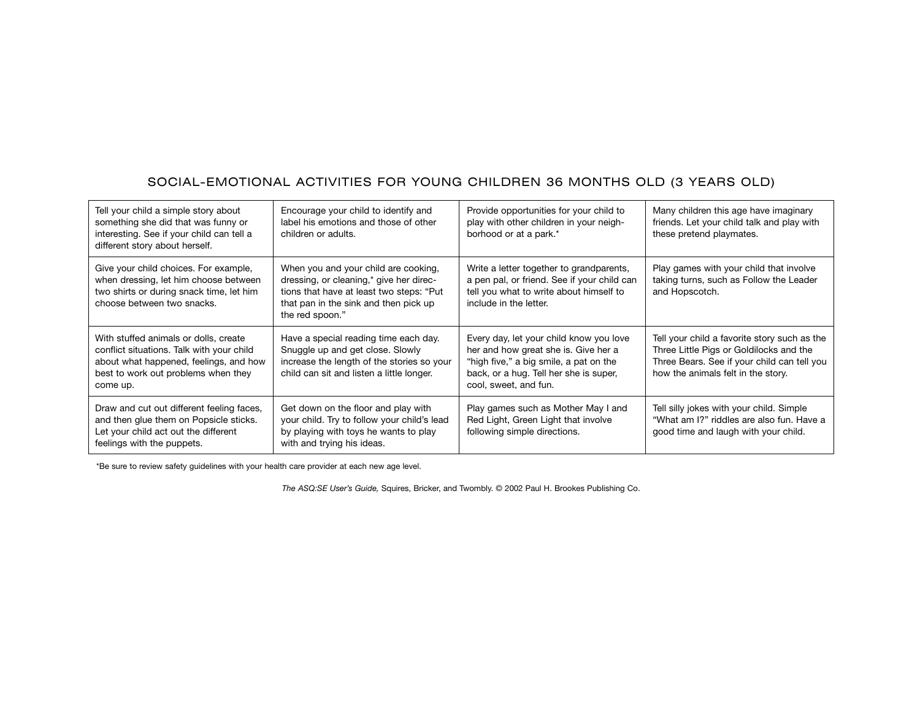## SOCIAL-EMOTIONAL ACTIVITIES FOR YOUNG CHILDREN 36 MONTHS OLD (3 YEARS OLD)

| | | | |
|---|---|---|---|
| Tell your child a simple story about something she did that was funny or interesting. See if your child can tell a different story about herself. | Encourage your child to identify and label his emotions and those of other children or adults. | Provide opportunities for your child to play with other children in your neighborhood or at a park.* | Many children this age have imaginary friends. Let your child talk and play with these pretend playmates. |
| Give your child choices. For example, when dressing, let him choose between two shirts or during snack time, let him choose between two snacks. | When you and your child are cooking, dressing, or cleaning,* give her directions that have at least two steps: "Put that pan in the sink and then pick up the red spoon." | Write a letter together to grandparents, a pen pal, or friend. See if your child can tell you what to write about himself to include in the letter. | Play games with your child that involve taking turns, such as Follow the Leader and Hopscotch. |
| With stuffed animals or dolls, create conflict situations. Talk with your child about what happened, feelings, and how best to work out problems when they come up. | Have a special reading time each day. Snuggle up and get close. Slowly increase the length of the stories so your child can sit and listen a little longer. | Every day, let your child know you love her and how great she is. Give her a "high five," a big smile, a pat on the back, or a hug. Tell her she is super, cool, sweet, and fun. | Tell your child a favorite story such as the Three Little Pigs or Goldilocks and the Three Bears. See if your child can tell you how the animals felt in the story. |
| Draw and cut out different feeling faces, and then glue them on Popsicle sticks. Let your child act out the different feelings with the puppets. | Get down on the floor and play with your child. Try to follow your child's lead by playing with toys he wants to play with and trying his ideas. | Play games such as Mother May I and Red Light, Green Light that involve following simple directions. | Tell silly jokes with your child. Simple "What am I?" riddles are also fun. Have a good time and laugh with your child. |

*Be sure to review safety guidelines with your health care provider at each new age level.

*The ASQ:SE User's Guide,* Squires, Bricker, and Twombly. © 2002 Paul H. Brookes Publishing Co.